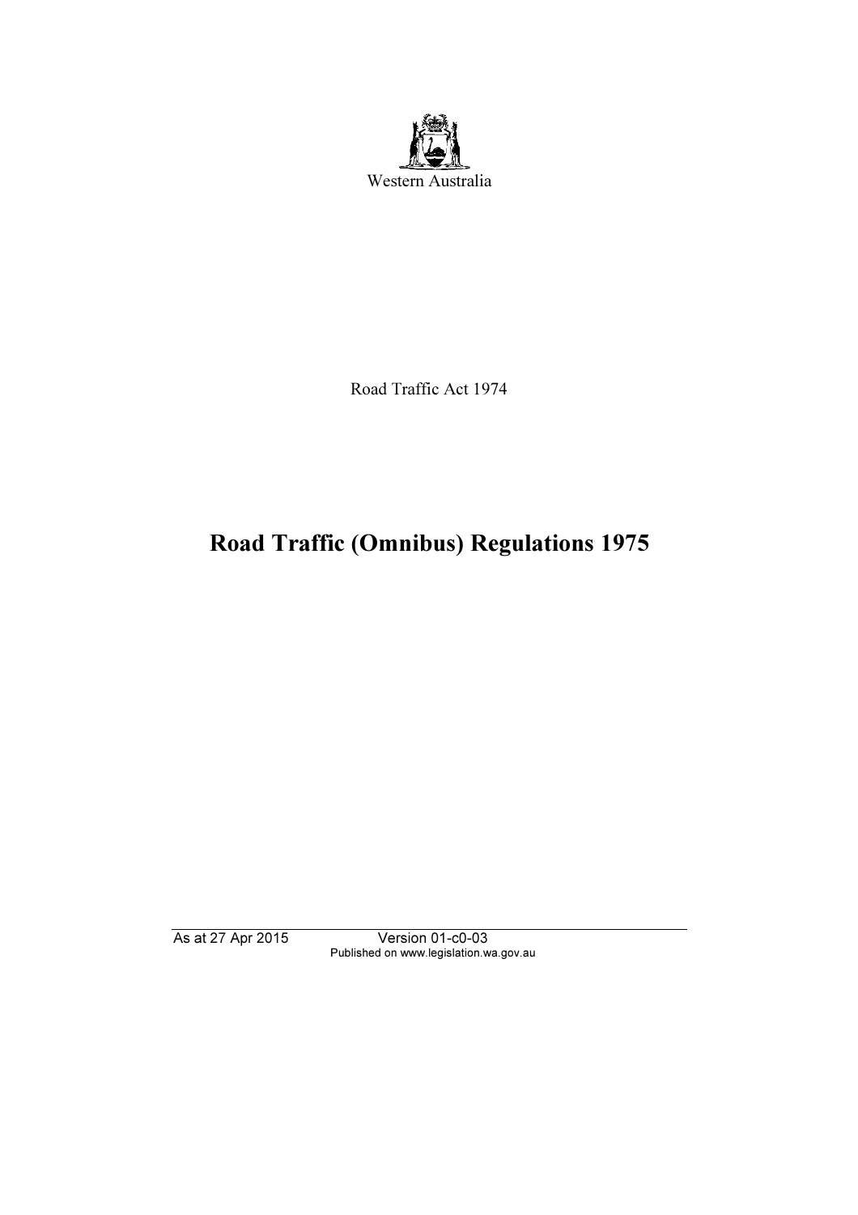Western Australia

Road Traffic Act 1974

# Road Traffic (Omnibus) Regulations 1975

As at 27 Apr 2015 Version 01-c0-03
Published on www.legislation.wa.gov.au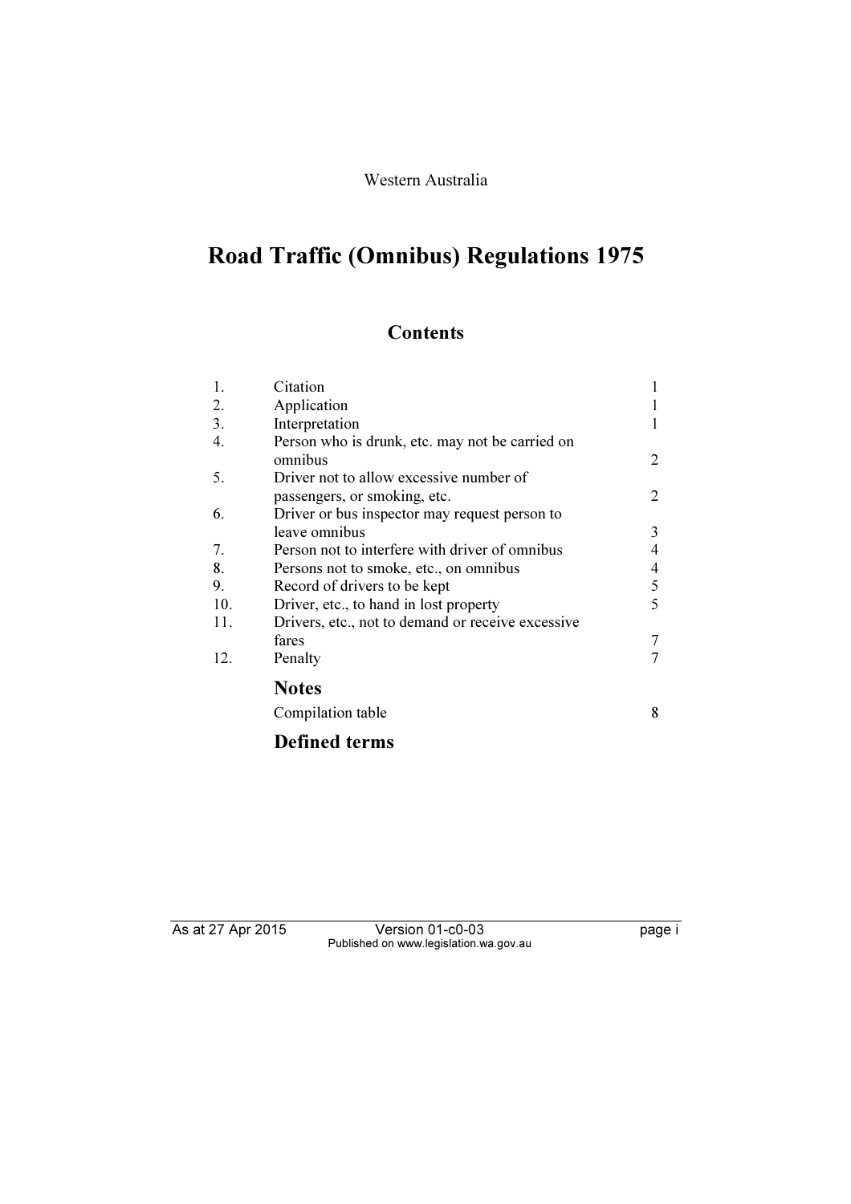Western Australia

# Road Traffic (Omnibus) Regulations 1975

## Contents

| | | |
|---|---|---|
| 1. | Citation | 1 |
| 2. | Application | 1 |
| 3. | Interpretation | 1 |
| 4. | Person who is drunk, etc. may not be carried on omnibus | 2 |
| 5. | Driver not to allow excessive number of passengers, or smoking, etc. | 2 |
| 6. | Driver or bus inspector may request person to leave omnibus | 3 |
| 7. | Person not to interfere with driver of omnibus | 4 |
| 8. | Persons not to smoke, etc., on omnibus | 4 |
| 9. | Record of drivers to be kept | 5 |
| 10. | Driver, etc., to hand in lost property | 5 |
| 11. | Drivers, etc., not to demand or receive excessive fares | 7 |
| 12. | Penalty | 7 |

### Notes

| | |
|---|---|
| Compilation table | 8 |

### Defined terms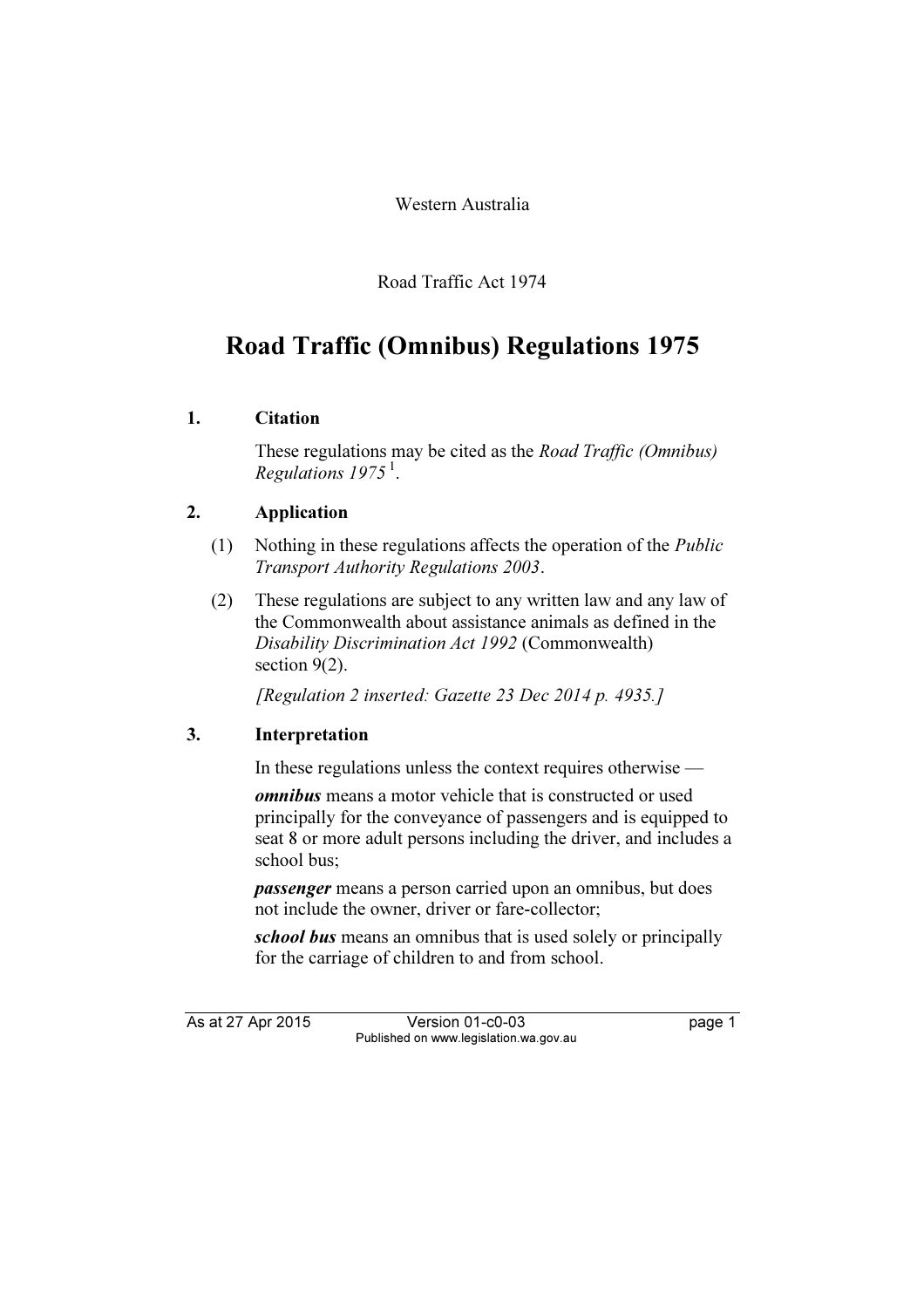Western Australia

Road Traffic Act 1974

# Road Traffic (Omnibus) Regulations 1975

## 1. Citation

These regulations may be cited as the *Road Traffic (Omnibus) Regulations 1975* [1].

## 2. Application

(1) Nothing in these regulations affects the operation of the *Public Transport Authority Regulations 2003*.

(2) These regulations are subject to any written law and any law of the Commonwealth about assistance animals as defined in the *Disability Discrimination Act 1992* (Commonwealth) section 9(2).

*[Regulation 2 inserted: Gazette 23 Dec 2014 p. 4935.]*

## 3. Interpretation

In these regulations unless the context requires otherwise —

***omnibus*** means a motor vehicle that is constructed or used principally for the conveyance of passengers and is equipped to seat 8 or more adult persons including the driver, and includes a school bus;

***passenger*** means a person carried upon an omnibus, but does not include the owner, driver or fare-collector;

***school bus*** means an omnibus that is used solely or principally for the carriage of children to and from school.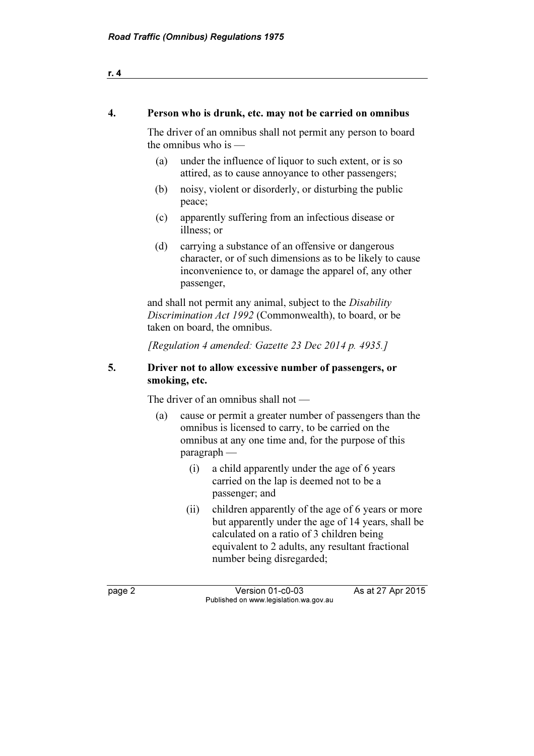### 4. Person who is drunk, etc. may not be carried on omnibus

The driver of an omnibus shall not permit any person to board the omnibus who is —

(a) under the influence of liquor to such extent, or is so attired, as to cause annoyance to other passengers;

(b) noisy, violent or disorderly, or disturbing the public peace;

(c) apparently suffering from an infectious disease or illness; or

(d) carrying a substance of an offensive or dangerous character, or of such dimensions as to be likely to cause inconvenience to, or damage the apparel of, any other passenger,

and shall not permit any animal, subject to the *Disability Discrimination Act 1992* (Commonwealth), to board, or be taken on board, the omnibus.

*[Regulation 4 amended: Gazette 23 Dec 2014 p. 4935.]*

### 5. Driver not to allow excessive number of passengers, or smoking, etc.

The driver of an omnibus shall not —

(a) cause or permit a greater number of passengers than the omnibus is licensed to carry, to be carried on the omnibus at any one time and, for the purpose of this paragraph —

  (i) a child apparently under the age of 6 years carried on the lap is deemed not to be a passenger; and

  (ii) children apparently of the age of 6 years or more but apparently under the age of 14 years, shall be calculated on a ratio of 3 children being equivalent to 2 adults, any resultant fractional number being disregarded;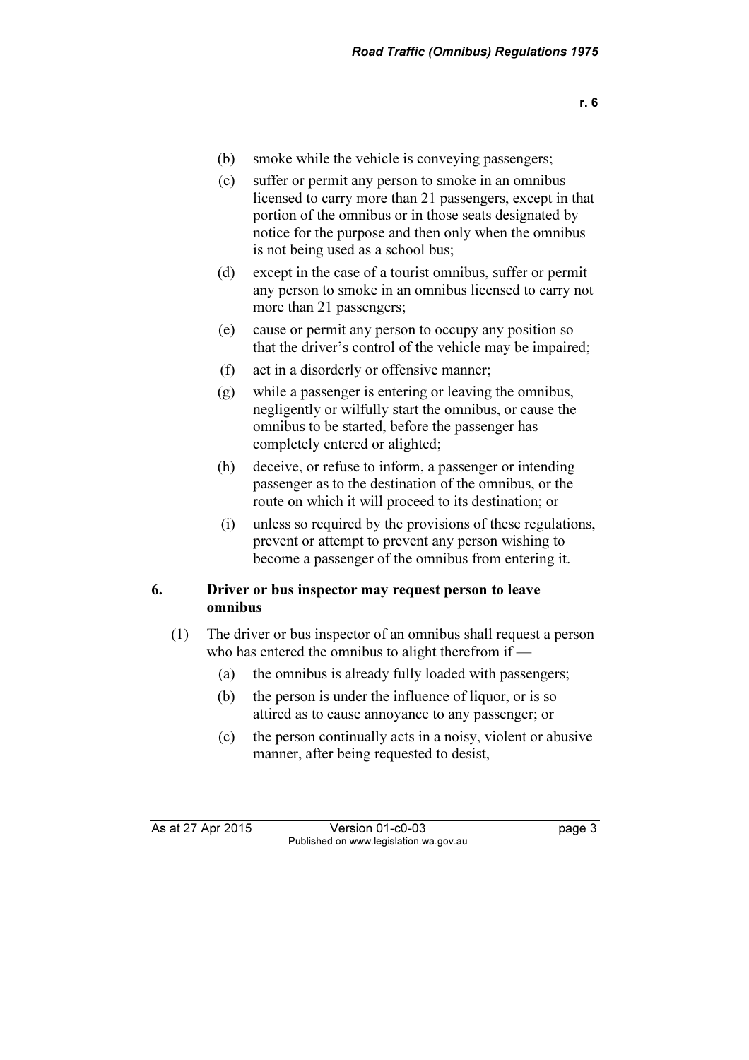(b) smoke while the vehicle is conveying passengers;

(c) suffer or permit any person to smoke in an omnibus licensed to carry more than 21 passengers, except in that portion of the omnibus or in those seats designated by notice for the purpose and then only when the omnibus is not being used as a school bus;

(d) except in the case of a tourist omnibus, suffer or permit any person to smoke in an omnibus licensed to carry not more than 21 passengers;

(e) cause or permit any person to occupy any position so that the driver's control of the vehicle may be impaired;

(f) act in a disorderly or offensive manner;

(g) while a passenger is entering or leaving the omnibus, negligently or wilfully start the omnibus, or cause the omnibus to be started, before the passenger has completely entered or alighted;

(h) deceive, or refuse to inform, a passenger or intending passenger as to the destination of the omnibus, or the route on which it will proceed to its destination; or

(i) unless so required by the provisions of these regulations, prevent or attempt to prevent any person wishing to become a passenger of the omnibus from entering it.

## 6. Driver or bus inspector may request person to leave omnibus

(1) The driver or bus inspector of an omnibus shall request a person who has entered the omnibus to alight therefrom if —

(a) the omnibus is already fully loaded with passengers;

(b) the person is under the influence of liquor, or is so attired as to cause annoyance to any passenger; or

(c) the person continually acts in a noisy, violent or abusive manner, after being requested to desist,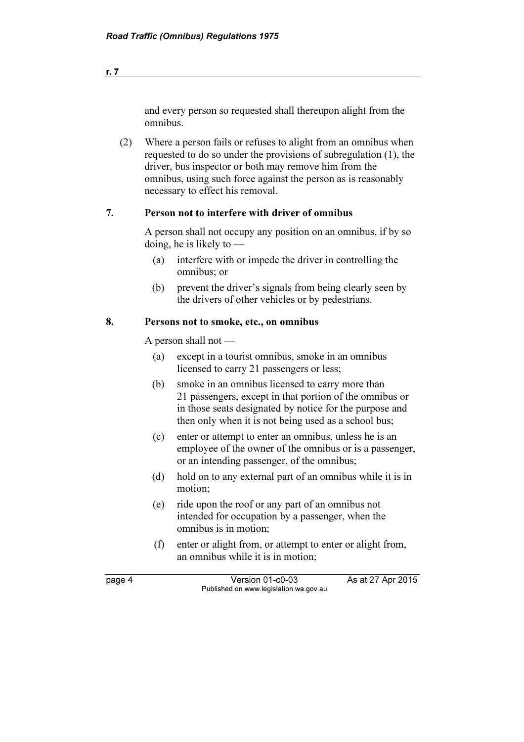and every person so requested shall thereupon alight from the omnibus.

(2) Where a person fails or refuses to alight from an omnibus when requested to do so under the provisions of subregulation (1), the driver, bus inspector or both may remove him from the omnibus, using such force against the person as is reasonably necessary to effect his removal.

## 7. Person not to interfere with driver of omnibus

A person shall not occupy any position on an omnibus, if by so doing, he is likely to —

(a) interfere with or impede the driver in controlling the omnibus; or

(b) prevent the driver's signals from being clearly seen by the drivers of other vehicles or by pedestrians.

## 8. Persons not to smoke, etc., on omnibus

A person shall not —

(a) except in a tourist omnibus, smoke in an omnibus licensed to carry 21 passengers or less;

(b) smoke in an omnibus licensed to carry more than 21 passengers, except in that portion of the omnibus or in those seats designated by notice for the purpose and then only when it is not being used as a school bus;

(c) enter or attempt to enter an omnibus, unless he is an employee of the owner of the omnibus or is a passenger, or an intending passenger, of the omnibus;

(d) hold on to any external part of an omnibus while it is in motion;

(e) ride upon the roof or any part of an omnibus not intended for occupation by a passenger, when the omnibus is in motion;

(f) enter or alight from, or attempt to enter or alight from, an omnibus while it is in motion;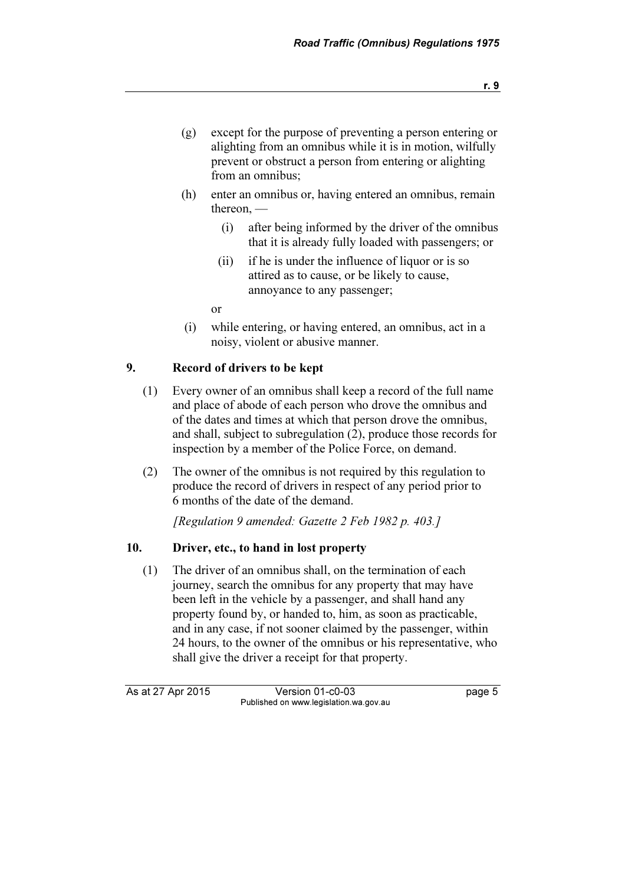(g) except for the purpose of preventing a person entering or alighting from an omnibus while it is in motion, wilfully prevent or obstruct a person from entering or alighting from an omnibus;

(h) enter an omnibus or, having entered an omnibus, remain thereon, —

  (i) after being informed by the driver of the omnibus that it is already fully loaded with passengers; or

  (ii) if he is under the influence of liquor or is so attired as to cause, or be likely to cause, annoyance to any passenger;

  or

(i) while entering, or having entered, an omnibus, act in a noisy, violent or abusive manner.

## 9. Record of drivers to be kept

(1) Every owner of an omnibus shall keep a record of the full name and place of abode of each person who drove the omnibus and of the dates and times at which that person drove the omnibus, and shall, subject to subregulation (2), produce those records for inspection by a member of the Police Force, on demand.

(2) The owner of the omnibus is not required by this regulation to produce the record of drivers in respect of any period prior to 6 months of the date of the demand.

*[Regulation 9 amended: Gazette 2 Feb 1982 p. 403.]*

## 10. Driver, etc., to hand in lost property

(1) The driver of an omnibus shall, on the termination of each journey, search the omnibus for any property that may have been left in the vehicle by a passenger, and shall hand any property found by, or handed to, him, as soon as practicable, and in any case, if not sooner claimed by the passenger, within 24 hours, to the owner of the omnibus or his representative, who shall give the driver a receipt for that property.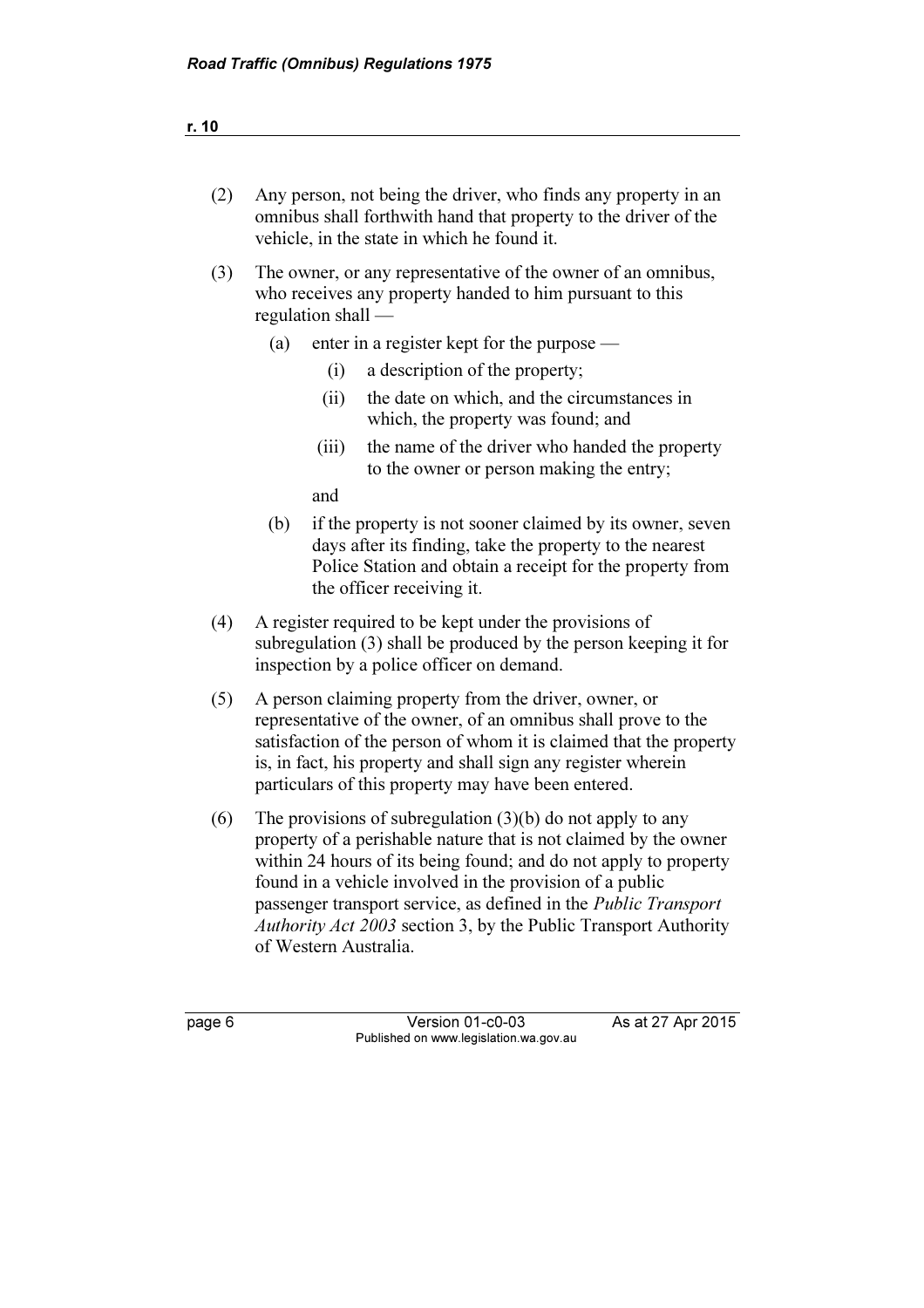(2) Any person, not being the driver, who finds any property in an omnibus shall forthwith hand that property to the driver of the vehicle, in the state in which he found it.

(3) The owner, or any representative of the owner of an omnibus, who receives any property handed to him pursuant to this regulation shall —

  (a) enter in a register kept for the purpose —

    (i) a description of the property;

    (ii) the date on which, and the circumstances in which, the property was found; and

    (iii) the name of the driver who handed the property to the owner or person making the entry;

  and

  (b) if the property is not sooner claimed by its owner, seven days after its finding, take the property to the nearest Police Station and obtain a receipt for the property from the officer receiving it.

(4) A register required to be kept under the provisions of subregulation (3) shall be produced by the person keeping it for inspection by a police officer on demand.

(5) A person claiming property from the driver, owner, or representative of the owner, of an omnibus shall prove to the satisfaction of the person of whom it is claimed that the property is, in fact, his property and shall sign any register wherein particulars of this property may have been entered.

(6) The provisions of subregulation (3)(b) do not apply to any property of a perishable nature that is not claimed by the owner within 24 hours of its being found; and do not apply to property found in a vehicle involved in the provision of a public passenger transport service, as defined in the *Public Transport Authority Act 2003* section 3, by the Public Transport Authority of Western Australia.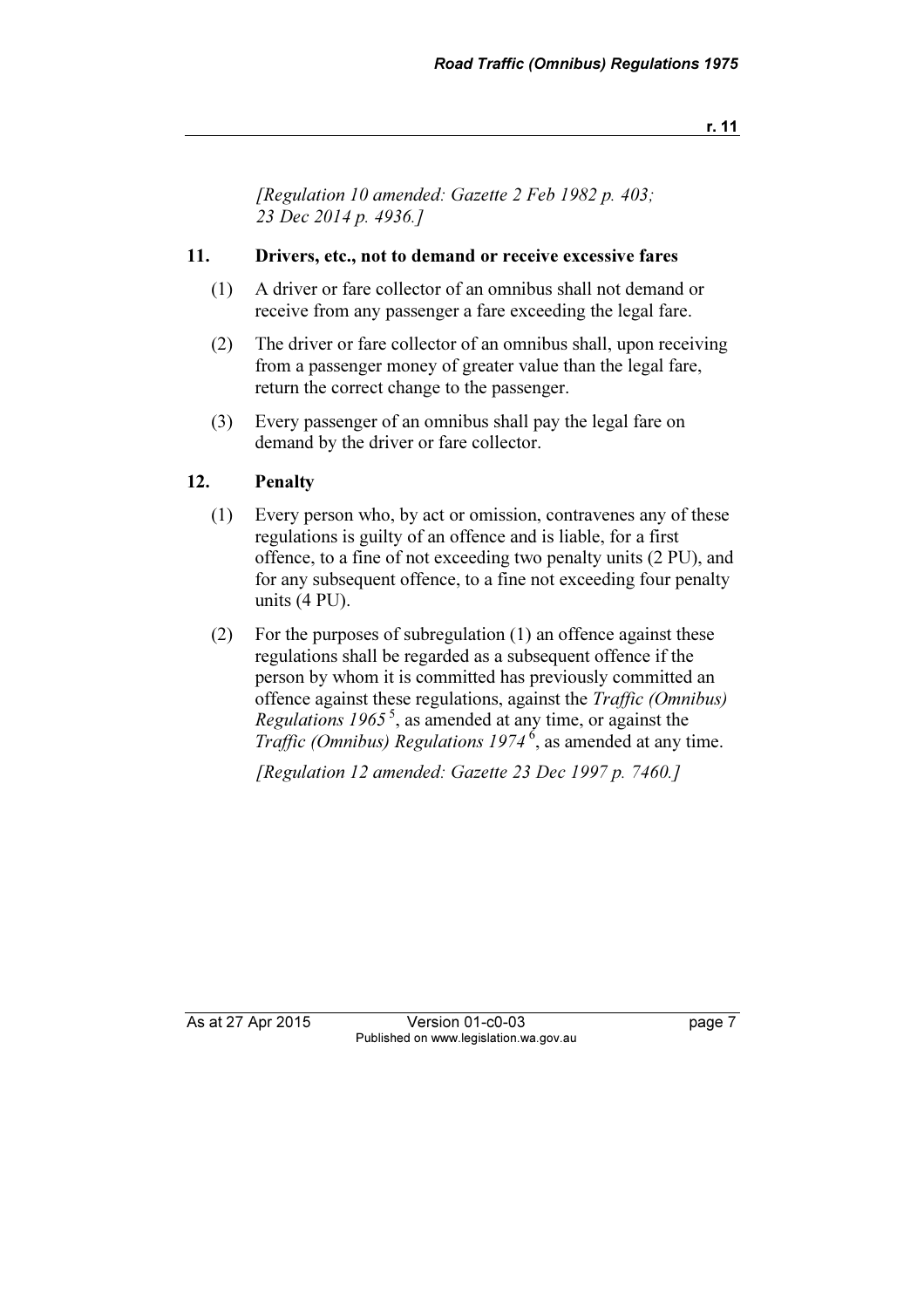*[Regulation 10 amended: Gazette 2 Feb 1982 p. 403; 23 Dec 2014 p. 4936.]*

### 11. Drivers, etc., not to demand or receive excessive fares

(1) A driver or fare collector of an omnibus shall not demand or receive from any passenger a fare exceeding the legal fare.

(2) The driver or fare collector of an omnibus shall, upon receiving from a passenger money of greater value than the legal fare, return the correct change to the passenger.

(3) Every passenger of an omnibus shall pay the legal fare on demand by the driver or fare collector.

### 12. Penalty

(1) Every person who, by act or omission, contravenes any of these regulations is guilty of an offence and is liable, for a first offence, to a fine of not exceeding two penalty units (2 PU), and for any subsequent offence, to a fine not exceeding four penalty units (4 PU).

(2) For the purposes of subregulation (1) an offence against these regulations shall be regarded as a subsequent offence if the person by whom it is committed has previously committed an offence against these regulations, against the *Traffic (Omnibus) Regulations 1965* [5], as amended at any time, or against the *Traffic (Omnibus) Regulations 1974* [6], as amended at any time.

*[Regulation 12 amended: Gazette 23 Dec 1997 p. 7460.]*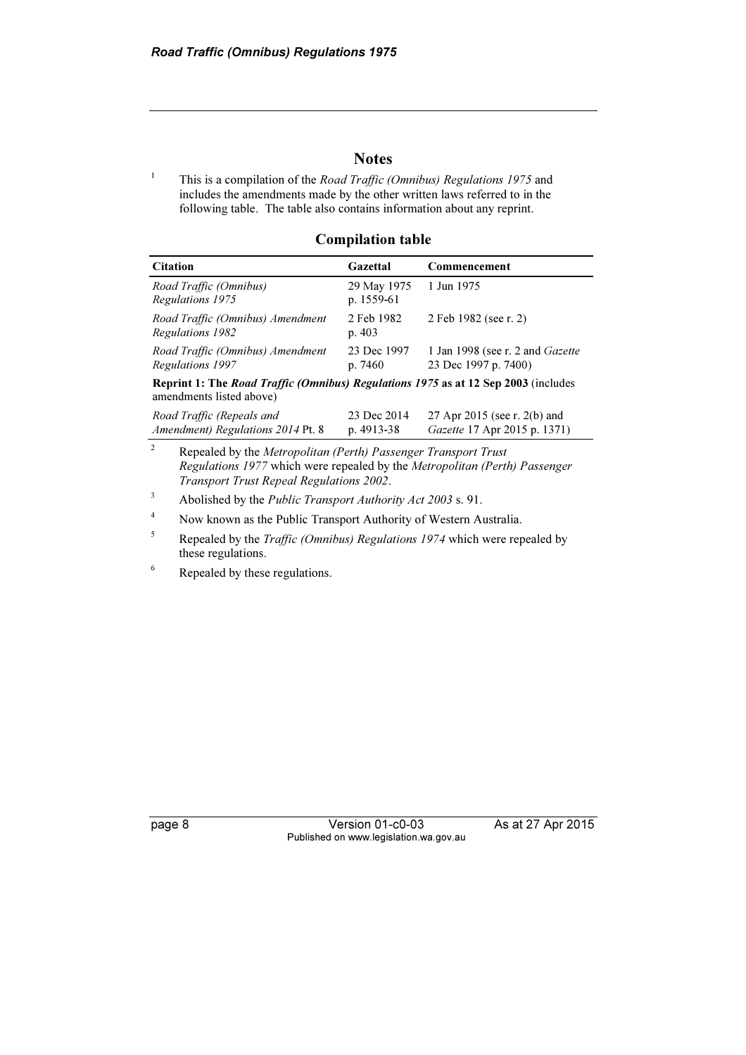# Notes

[1] This is a compilation of the *Road Traffic (Omnibus) Regulations 1975* and includes the amendments made by the other written laws referred to in the following table. The table also contains information about any reprint.

## Compilation table

| Citation | Gazettal | Commencement |
|---|---|---|
| *Road Traffic (Omnibus) Regulations 1975* | 29 May 1975 p. 1559-61 | 1 Jun 1975 |
| *Road Traffic (Omnibus) Amendment Regulations 1982* | 2 Feb 1982 p. 403 | 2 Feb 1982 (see r. 2) |
| *Road Traffic (Omnibus) Amendment Regulations 1997* | 23 Dec 1997 p. 7460 | 1 Jan 1998 (see r. 2 and *Gazette* 23 Dec 1997 p. 7400) |
| **Reprint 1: The *Road Traffic (Omnibus) Regulations 1975* as at 12 Sep 2003** (includes amendments listed above) | | |
| *Road Traffic (Repeals and Amendment) Regulations 2014* Pt. 8 | 23 Dec 2014 p. 4913-38 | 27 Apr 2015 (see r. 2(b) and *Gazette* 17 Apr 2015 p. 1371) |

[2] Repealed by the *Metropolitan (Perth) Passenger Transport Trust Regulations 1977* which were repealed by the *Metropolitan (Perth) Passenger Transport Trust Repeal Regulations 2002*.

[3] Abolished by the *Public Transport Authority Act 2003* s. 91.

[4] Now known as the Public Transport Authority of Western Australia.

[5] Repealed by the *Traffic (Omnibus) Regulations 1974* which were repealed by these regulations.

[6] Repealed by these regulations.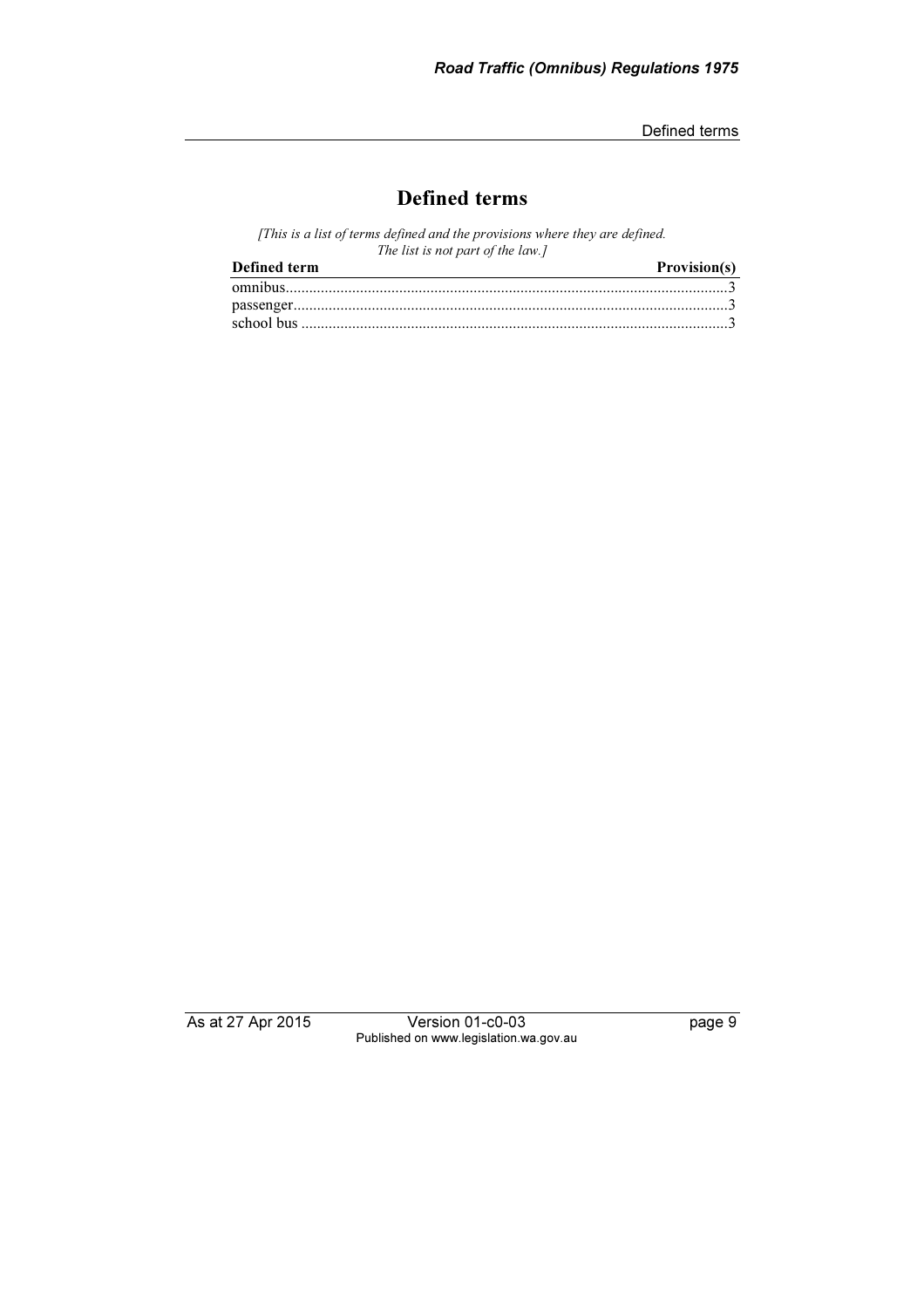# Defined terms

*[This is a list of terms defined and the provisions where they are defined. The list is not part of the law.]*

| Defined term | Provision(s) |
|---|---|
| omnibus | 3 |
| passenger | 3 |
| school bus | 3 |